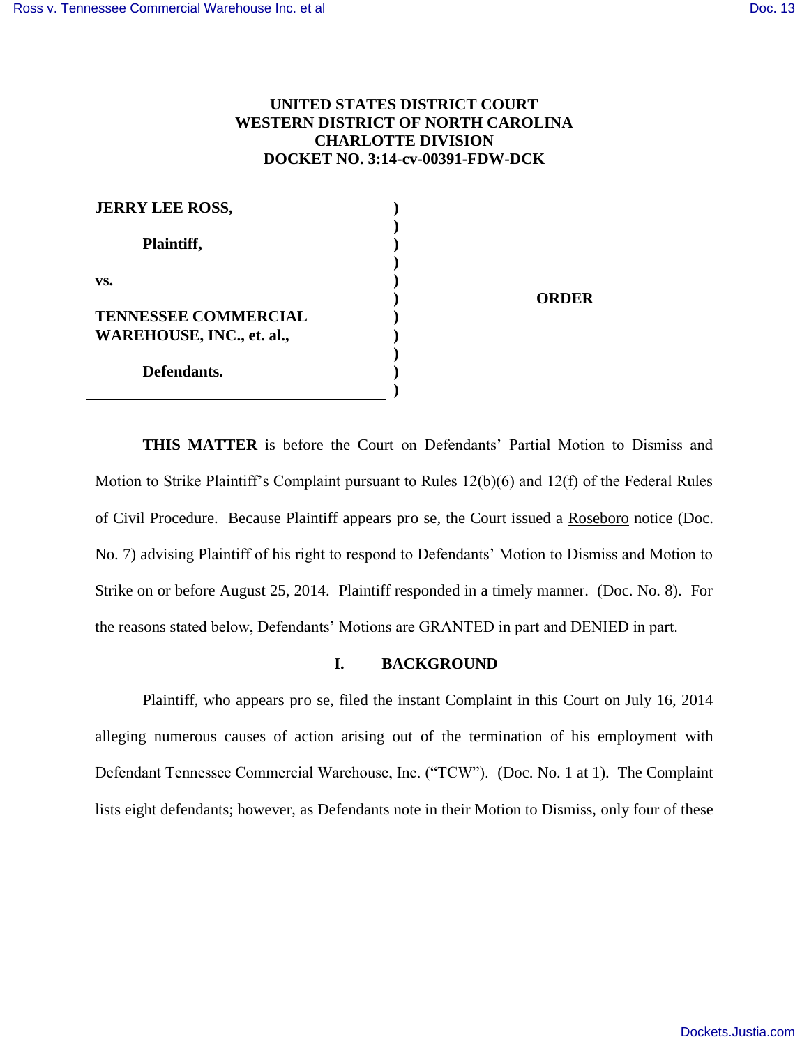**UNITED STATES DISTRICT COURT**
**WESTERN DISTRICT OF NORTH CAROLINA**
**CHARLOTTE DIVISION**
**DOCKET NO. 3:14-cv-00391-FDW-DCK**

| | |
|---|---|
| **JERRY LEE ROSS,** <br><br> **Plaintiff,** <br><br> **vs.** <br><br> **TENNESSEE COMMERCIAL WAREHOUSE, INC., et. al.,** <br><br> **Defendants.** | **ORDER** |

**THIS MATTER** is before the Court on Defendants' Partial Motion to Dismiss and Motion to Strike Plaintiff's Complaint pursuant to Rules 12(b)(6) and 12(f) of the Federal Rules of Civil Procedure. Because Plaintiff appears pro se, the Court issued a Roseboro notice (Doc. No. 7) advising Plaintiff of his right to respond to Defendants' Motion to Dismiss and Motion to Strike on or before August 25, 2014. Plaintiff responded in a timely manner. (Doc. No. 8). For the reasons stated below, Defendants' Motions are GRANTED in part and DENIED in part.

## I. BACKGROUND

Plaintiff, who appears pro se, filed the instant Complaint in this Court on July 16, 2014 alleging numerous causes of action arising out of the termination of his employment with Defendant Tennessee Commercial Warehouse, Inc. ("TCW"). (Doc. No. 1 at 1). The Complaint lists eight defendants; however, as Defendants note in their Motion to Dismiss, only four of these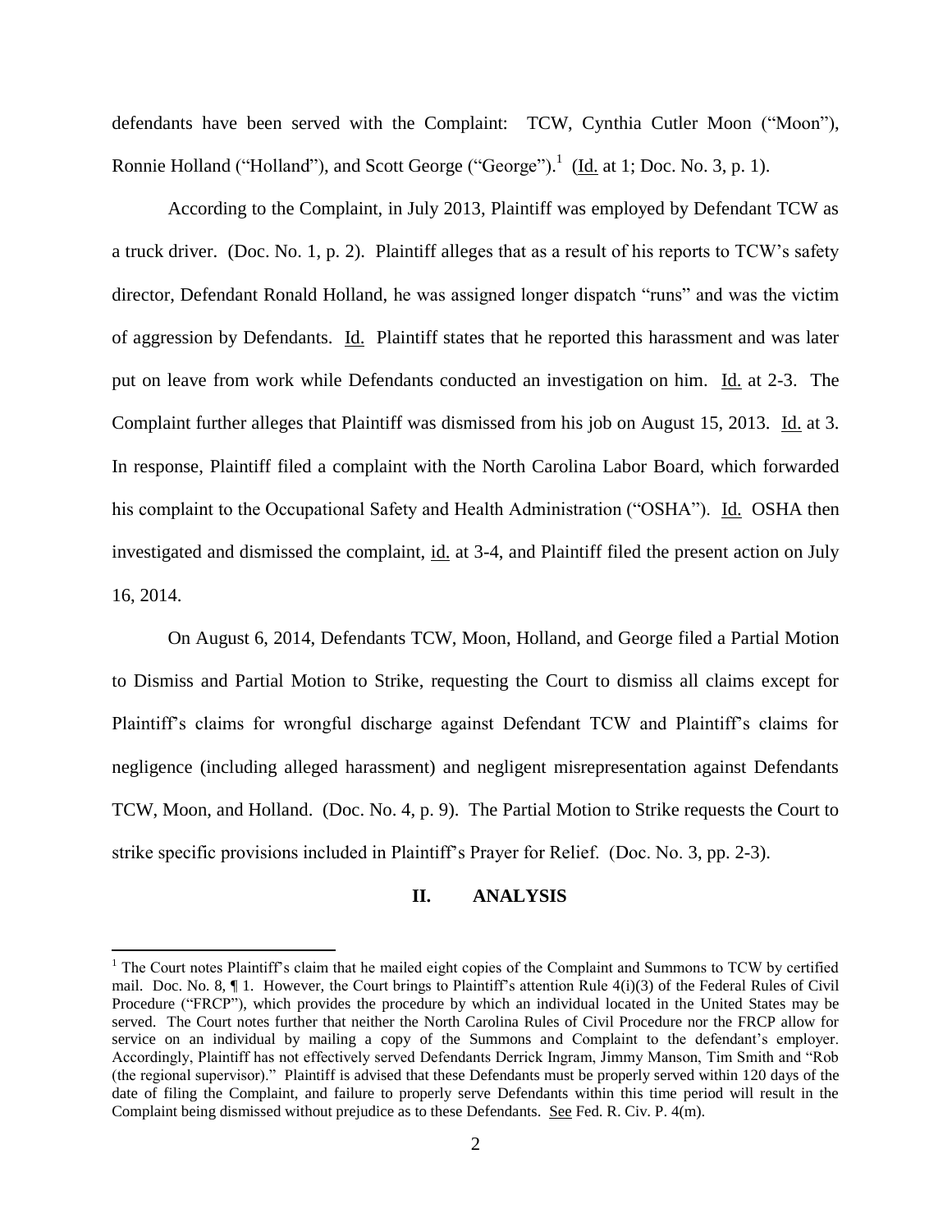defendants have been served with the Complaint: TCW, Cynthia Cutler Moon ("Moon"), Ronnie Holland ("Holland"), and Scott George ("George").[1] (Id. at 1; Doc. No. 3, p. 1).

According to the Complaint, in July 2013, Plaintiff was employed by Defendant TCW as a truck driver. (Doc. No. 1, p. 2). Plaintiff alleges that as a result of his reports to TCW's safety director, Defendant Ronald Holland, he was assigned longer dispatch "runs" and was the victim of aggression by Defendants. Id. Plaintiff states that he reported this harassment and was later put on leave from work while Defendants conducted an investigation on him. Id. at 2-3. The Complaint further alleges that Plaintiff was dismissed from his job on August 15, 2013. Id. at 3. In response, Plaintiff filed a complaint with the North Carolina Labor Board, which forwarded his complaint to the Occupational Safety and Health Administration ("OSHA"). Id. OSHA then investigated and dismissed the complaint, id. at 3-4, and Plaintiff filed the present action on July 16, 2014.

On August 6, 2014, Defendants TCW, Moon, Holland, and George filed a Partial Motion to Dismiss and Partial Motion to Strike, requesting the Court to dismiss all claims except for Plaintiff's claims for wrongful discharge against Defendant TCW and Plaintiff's claims for negligence (including alleged harassment) and negligent misrepresentation against Defendants TCW, Moon, and Holland. (Doc. No. 4, p. 9). The Partial Motion to Strike requests the Court to strike specific provisions included in Plaintiff's Prayer for Relief. (Doc. No. 3, pp. 2-3).

## II. ANALYSIS

[1] The Court notes Plaintiff's claim that he mailed eight copies of the Complaint and Summons to TCW by certified mail. Doc. No. 8, ¶ 1. However, the Court brings to Plaintiff's attention Rule 4(i)(3) of the Federal Rules of Civil Procedure ("FRCP"), which provides the procedure by which an individual located in the United States may be served. The Court notes further that neither the North Carolina Rules of Civil Procedure nor the FRCP allow for service on an individual by mailing a copy of the Summons and Complaint to the defendant's employer. Accordingly, Plaintiff has not effectively served Defendants Derrick Ingram, Jimmy Manson, Tim Smith and "Rob (the regional supervisor)." Plaintiff is advised that these Defendants must be properly served within 120 days of the date of filing the Complaint, and failure to properly serve Defendants within this time period will result in the Complaint being dismissed without prejudice as to these Defendants. See Fed. R. Civ. P. 4(m).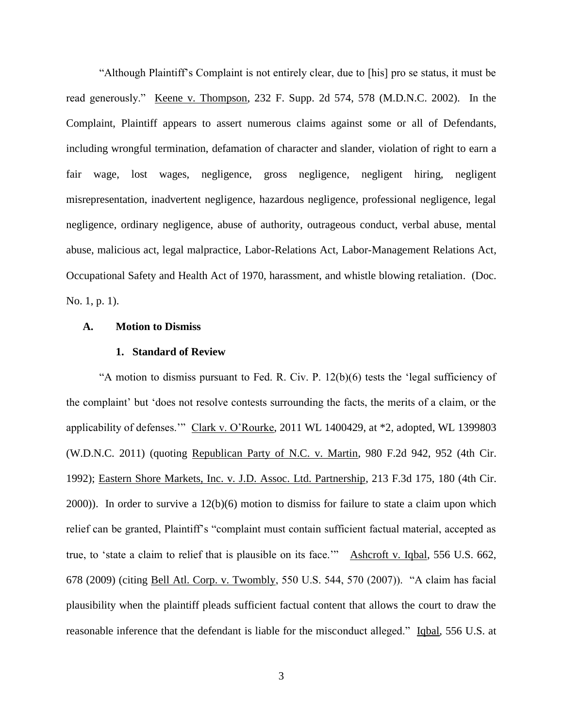"Although Plaintiff's Complaint is not entirely clear, due to [his] pro se status, it must be read generously." Keene v. Thompson, 232 F. Supp. 2d 574, 578 (M.D.N.C. 2002). In the Complaint, Plaintiff appears to assert numerous claims against some or all of Defendants, including wrongful termination, defamation of character and slander, violation of right to earn a fair wage, lost wages, negligence, gross negligence, negligent hiring, negligent misrepresentation, inadvertent negligence, hazardous negligence, professional negligence, legal negligence, ordinary negligence, abuse of authority, outrageous conduct, verbal abuse, mental abuse, malicious act, legal malpractice, Labor-Relations Act, Labor-Management Relations Act, Occupational Safety and Health Act of 1970, harassment, and whistle blowing retaliation. (Doc. No. 1, p. 1).

### A. Motion to Dismiss

#### 1. Standard of Review

"A motion to dismiss pursuant to Fed. R. Civ. P. 12(b)(6) tests the 'legal sufficiency of the complaint' but 'does not resolve contests surrounding the facts, the merits of a claim, or the applicability of defenses.'" Clark v. O'Rourke, 2011 WL 1400429, at *2, adopted, WL 1399803 (W.D.N.C. 2011) (quoting Republican Party of N.C. v. Martin, 980 F.2d 942, 952 (4th Cir. 1992); Eastern Shore Markets, Inc. v. J.D. Assoc. Ltd. Partnership, 213 F.3d 175, 180 (4th Cir. 2000)). In order to survive a 12(b)(6) motion to dismiss for failure to state a claim upon which relief can be granted, Plaintiff's "complaint must contain sufficient factual material, accepted as true, to 'state a claim to relief that is plausible on its face.'" Ashcroft v. Iqbal, 556 U.S. 662, 678 (2009) (citing Bell Atl. Corp. v. Twombly, 550 U.S. 544, 570 (2007)). "A claim has facial plausibility when the plaintiff pleads sufficient factual content that allows the court to draw the reasonable inference that the defendant is liable for the misconduct alleged." Iqbal, 556 U.S. at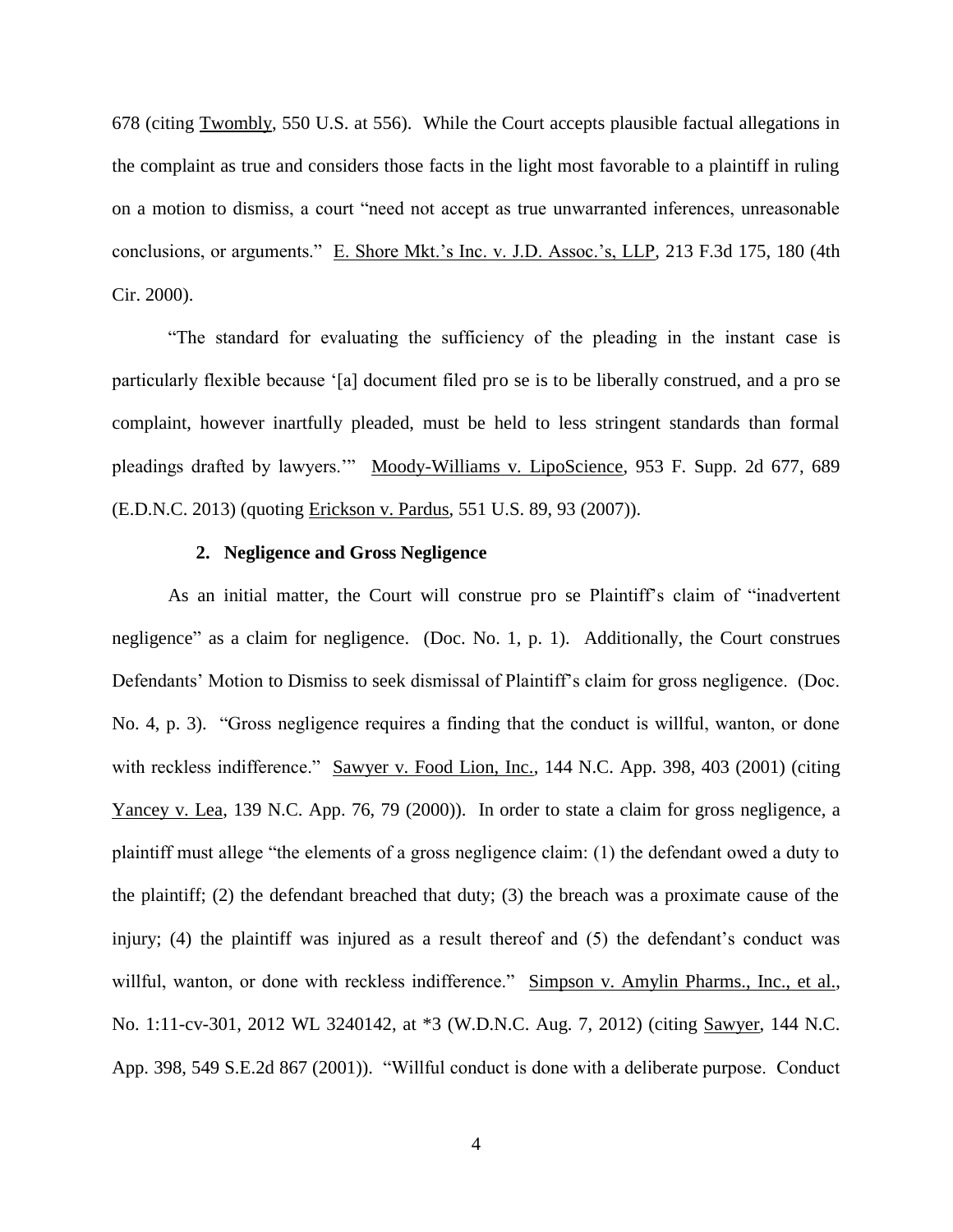678 (citing Twombly, 550 U.S. at 556). While the Court accepts plausible factual allegations in the complaint as true and considers those facts in the light most favorable to a plaintiff in ruling on a motion to dismiss, a court "need not accept as true unwarranted inferences, unreasonable conclusions, or arguments." E. Shore Mkt.'s Inc. v. J.D. Assoc.'s, LLP, 213 F.3d 175, 180 (4th Cir. 2000).

"The standard for evaluating the sufficiency of the pleading in the instant case is particularly flexible because '[a] document filed pro se is to be liberally construed, and a pro se complaint, however inartfully pleaded, must be held to less stringent standards than formal pleadings drafted by lawyers.'" Moody-Williams v. LipoScience, 953 F. Supp. 2d 677, 689 (E.D.N.C. 2013) (quoting Erickson v. Pardus, 551 U.S. 89, 93 (2007)).

**2. Negligence and Gross Negligence**

As an initial matter, the Court will construe pro se Plaintiff's claim of "inadvertent negligence" as a claim for negligence. (Doc. No. 1, p. 1). Additionally, the Court construes Defendants' Motion to Dismiss to seek dismissal of Plaintiff's claim for gross negligence. (Doc. No. 4, p. 3). "Gross negligence requires a finding that the conduct is willful, wanton, or done with reckless indifference." Sawyer v. Food Lion, Inc., 144 N.C. App. 398, 403 (2001) (citing Yancey v. Lea, 139 N.C. App. 76, 79 (2000)). In order to state a claim for gross negligence, a plaintiff must allege "the elements of a gross negligence claim: (1) the defendant owed a duty to the plaintiff; (2) the defendant breached that duty; (3) the breach was a proximate cause of the injury; (4) the plaintiff was injured as a result thereof and (5) the defendant's conduct was willful, wanton, or done with reckless indifference." Simpson v. Amylin Pharms., Inc., et al., No. 1:11-cv-301, 2012 WL 3240142, at *3 (W.D.N.C. Aug. 7, 2012) (citing Sawyer, 144 N.C. App. 398, 549 S.E.2d 867 (2001)). "Willful conduct is done with a deliberate purpose. Conduct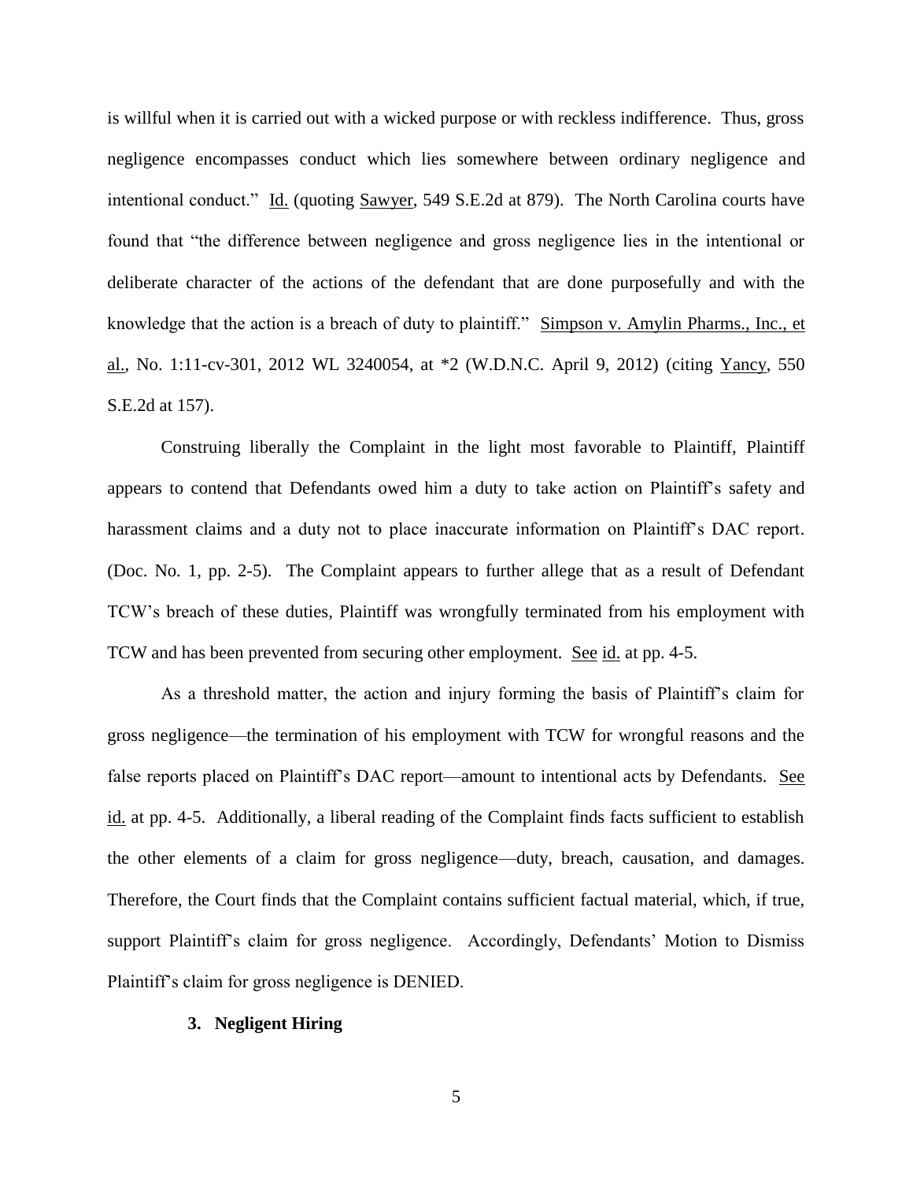is willful when it is carried out with a wicked purpose or with reckless indifference. Thus, gross negligence encompasses conduct which lies somewhere between ordinary negligence and intentional conduct." Id. (quoting Sawyer, 549 S.E.2d at 879). The North Carolina courts have found that "the difference between negligence and gross negligence lies in the intentional or deliberate character of the actions of the defendant that are done purposefully and with the knowledge that the action is a breach of duty to plaintiff." Simpson v. Amylin Pharms., Inc., et al., No. 1:11-cv-301, 2012 WL 3240054, at *2 (W.D.N.C. April 9, 2012) (citing Yancy, 550 S.E.2d at 157).

Construing liberally the Complaint in the light most favorable to Plaintiff, Plaintiff appears to contend that Defendants owed him a duty to take action on Plaintiff's safety and harassment claims and a duty not to place inaccurate information on Plaintiff's DAC report. (Doc. No. 1, pp. 2-5). The Complaint appears to further allege that as a result of Defendant TCW's breach of these duties, Plaintiff was wrongfully terminated from his employment with TCW and has been prevented from securing other employment. See id. at pp. 4-5.

As a threshold matter, the action and injury forming the basis of Plaintiff's claim for gross negligence—the termination of his employment with TCW for wrongful reasons and the false reports placed on Plaintiff's DAC report—amount to intentional acts by Defendants. See id. at pp. 4-5. Additionally, a liberal reading of the Complaint finds facts sufficient to establish the other elements of a claim for gross negligence—duty, breach, causation, and damages. Therefore, the Court finds that the Complaint contains sufficient factual material, which, if true, support Plaintiff's claim for gross negligence. Accordingly, Defendants' Motion to Dismiss Plaintiff's claim for gross negligence is DENIED.

### 3. Negligent Hiring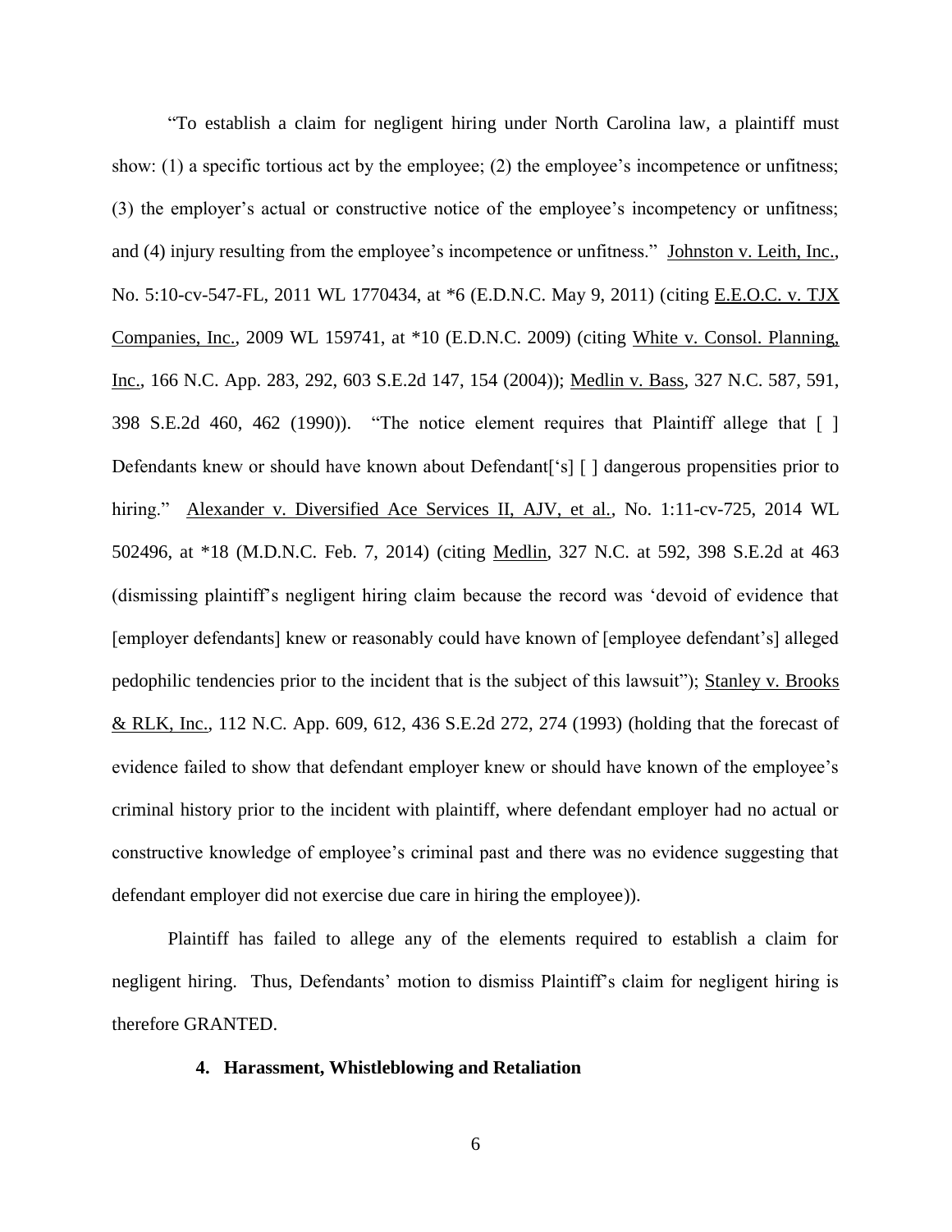"To establish a claim for negligent hiring under North Carolina law, a plaintiff must show: (1) a specific tortious act by the employee; (2) the employee's incompetence or unfitness; (3) the employer's actual or constructive notice of the employee's incompetency or unfitness; and (4) injury resulting from the employee's incompetence or unfitness." Johnston v. Leith, Inc., No. 5:10-cv-547-FL, 2011 WL 1770434, at *6 (E.D.N.C. May 9, 2011) (citing E.E.O.C. v. TJX Companies, Inc., 2009 WL 159741, at *10 (E.D.N.C. 2009) (citing White v. Consol. Planning, Inc., 166 N.C. App. 283, 292, 603 S.E.2d 147, 154 (2004)); Medlin v. Bass, 327 N.C. 587, 591, 398 S.E.2d 460, 462 (1990)). "The notice element requires that Plaintiff allege that [ ] Defendants knew or should have known about Defendant['s] [ ] dangerous propensities prior to hiring." Alexander v. Diversified Ace Services II, AJV, et al., No. 1:11-cv-725, 2014 WL 502496, at *18 (M.D.N.C. Feb. 7, 2014) (citing Medlin, 327 N.C. at 592, 398 S.E.2d at 463 (dismissing plaintiff's negligent hiring claim because the record was 'devoid of evidence that [employer defendants] knew or reasonably could have known of [employee defendant's] alleged pedophilic tendencies prior to the incident that is the subject of this lawsuit"); Stanley v. Brooks & RLK, Inc., 112 N.C. App. 609, 612, 436 S.E.2d 272, 274 (1993) (holding that the forecast of evidence failed to show that defendant employer knew or should have known of the employee's criminal history prior to the incident with plaintiff, where defendant employer had no actual or constructive knowledge of employee's criminal past and there was no evidence suggesting that defendant employer did not exercise due care in hiring the employee)).

Plaintiff has failed to allege any of the elements required to establish a claim for negligent hiring. Thus, Defendants' motion to dismiss Plaintiff's claim for negligent hiring is therefore GRANTED.

#### 4. Harassment, Whistleblowing and Retaliation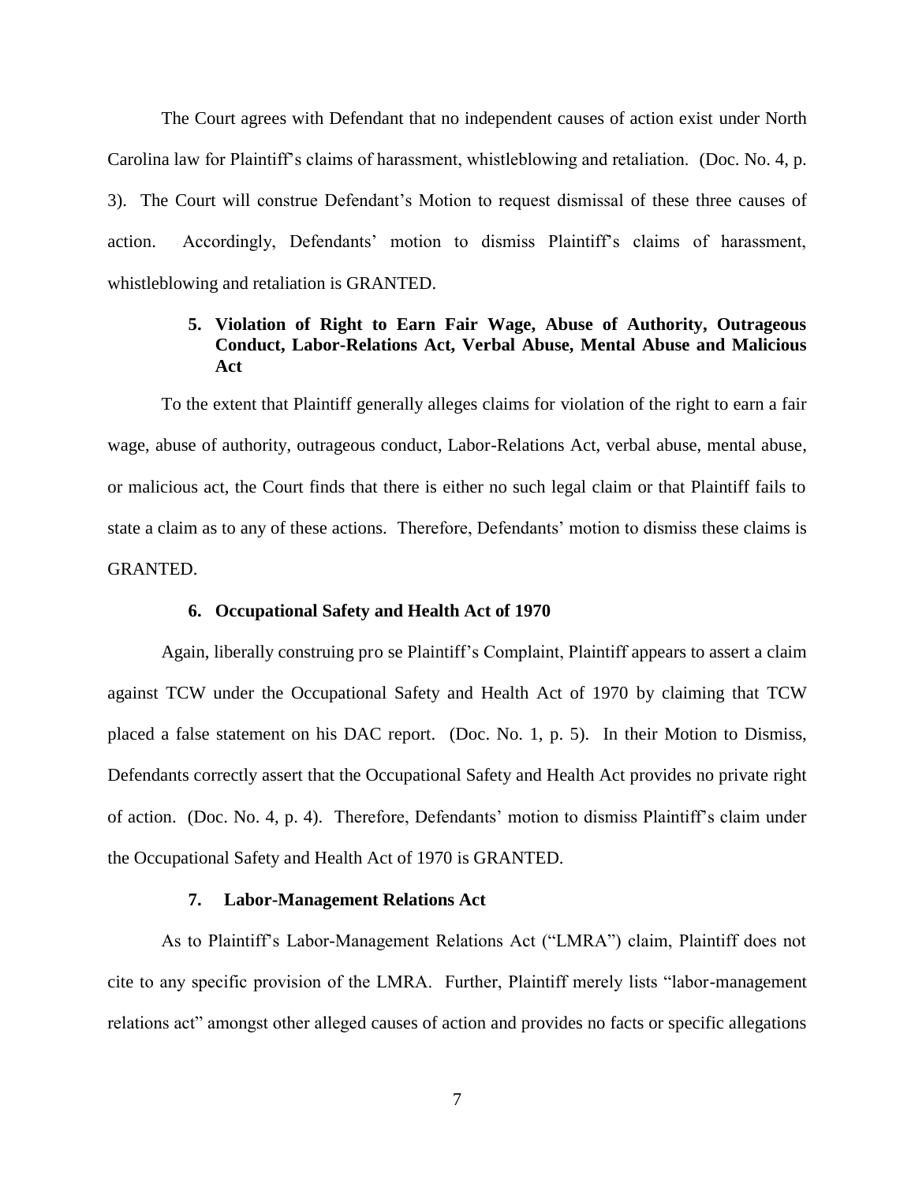The Court agrees with Defendant that no independent causes of action exist under North Carolina law for Plaintiff's claims of harassment, whistleblowing and retaliation. (Doc. No. 4, p. 3). The Court will construe Defendant's Motion to request dismissal of these three causes of action. Accordingly, Defendants' motion to dismiss Plaintiff's claims of harassment, whistleblowing and retaliation is GRANTED.

### 5. Violation of Right to Earn Fair Wage, Abuse of Authority, Outrageous Conduct, Labor-Relations Act, Verbal Abuse, Mental Abuse and Malicious Act

To the extent that Plaintiff generally alleges claims for violation of the right to earn a fair wage, abuse of authority, outrageous conduct, Labor-Relations Act, verbal abuse, mental abuse, or malicious act, the Court finds that there is either no such legal claim or that Plaintiff fails to state a claim as to any of these actions. Therefore, Defendants' motion to dismiss these claims is GRANTED.

### 6. Occupational Safety and Health Act of 1970

Again, liberally construing pro se Plaintiff's Complaint, Plaintiff appears to assert a claim against TCW under the Occupational Safety and Health Act of 1970 by claiming that TCW placed a false statement on his DAC report. (Doc. No. 1, p. 5). In their Motion to Dismiss, Defendants correctly assert that the Occupational Safety and Health Act provides no private right of action. (Doc. No. 4, p. 4). Therefore, Defendants' motion to dismiss Plaintiff's claim under the Occupational Safety and Health Act of 1970 is GRANTED.

### 7. Labor-Management Relations Act

As to Plaintiff's Labor-Management Relations Act ("LMRA") claim, Plaintiff does not cite to any specific provision of the LMRA. Further, Plaintiff merely lists "labor-management relations act" amongst other alleged causes of action and provides no facts or specific allegations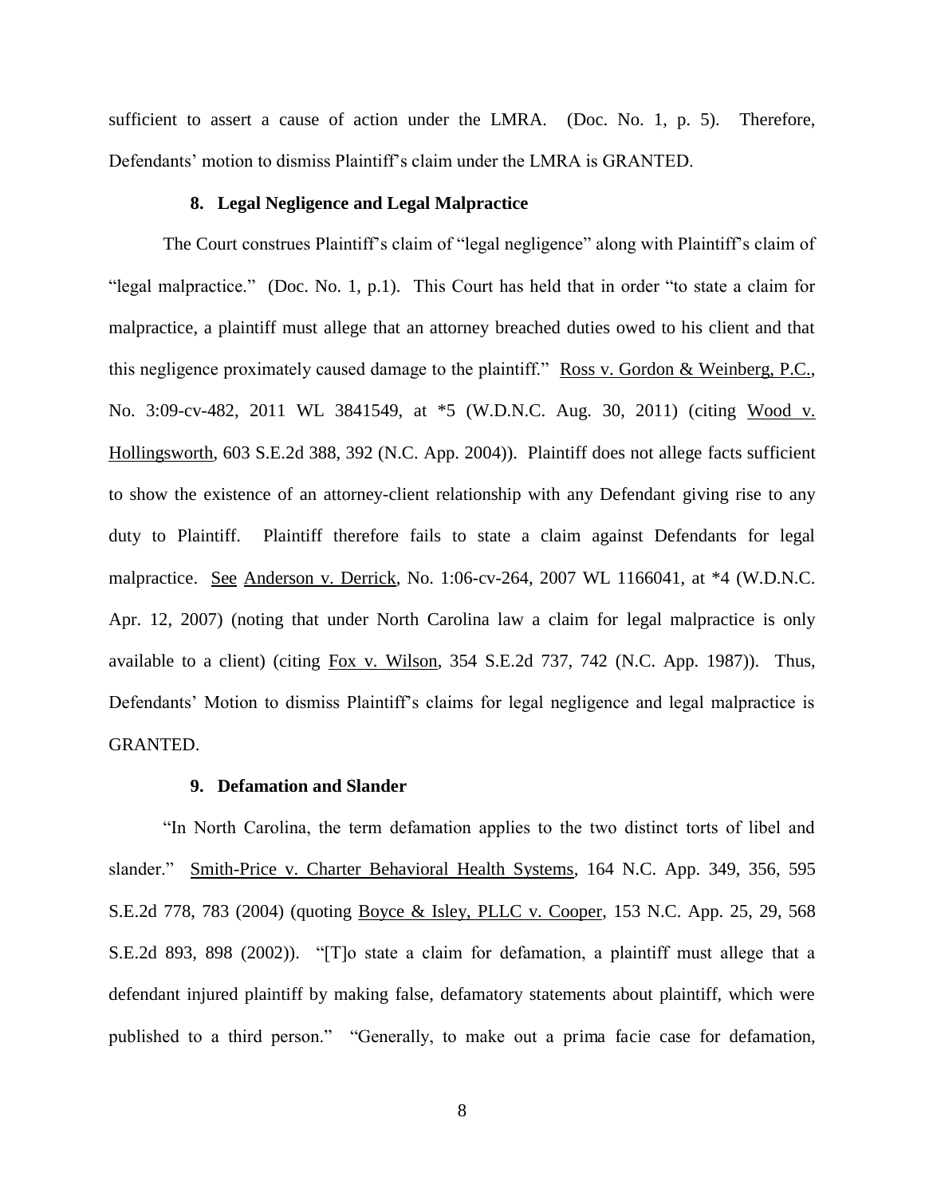sufficient to assert a cause of action under the LMRA. (Doc. No. 1, p. 5). Therefore, Defendants' motion to dismiss Plaintiff's claim under the LMRA is GRANTED.

### 8. Legal Negligence and Legal Malpractice

The Court construes Plaintiff's claim of "legal negligence" along with Plaintiff's claim of "legal malpractice." (Doc. No. 1, p.1). This Court has held that in order "to state a claim for malpractice, a plaintiff must allege that an attorney breached duties owed to his client and that this negligence proximately caused damage to the plaintiff." Ross v. Gordon & Weinberg, P.C., No. 3:09-cv-482, 2011 WL 3841549, at *5 (W.D.N.C. Aug. 30, 2011) (citing Wood v. Hollingsworth, 603 S.E.2d 388, 392 (N.C. App. 2004)). Plaintiff does not allege facts sufficient to show the existence of an attorney-client relationship with any Defendant giving rise to any duty to Plaintiff. Plaintiff therefore fails to state a claim against Defendants for legal malpractice. See Anderson v. Derrick, No. 1:06-cv-264, 2007 WL 1166041, at *4 (W.D.N.C. Apr. 12, 2007) (noting that under North Carolina law a claim for legal malpractice is only available to a client) (citing Fox v. Wilson, 354 S.E.2d 737, 742 (N.C. App. 1987)). Thus, Defendants' Motion to dismiss Plaintiff's claims for legal negligence and legal malpractice is GRANTED.

### 9. Defamation and Slander

"In North Carolina, the term defamation applies to the two distinct torts of libel and slander." Smith-Price v. Charter Behavioral Health Systems, 164 N.C. App. 349, 356, 595 S.E.2d 778, 783 (2004) (quoting Boyce & Isley, PLLC v. Cooper, 153 N.C. App. 25, 29, 568 S.E.2d 893, 898 (2002)). "[T]o state a claim for defamation, a plaintiff must allege that a defendant injured plaintiff by making false, defamatory statements about plaintiff, which were published to a third person." "Generally, to make out a prima facie case for defamation,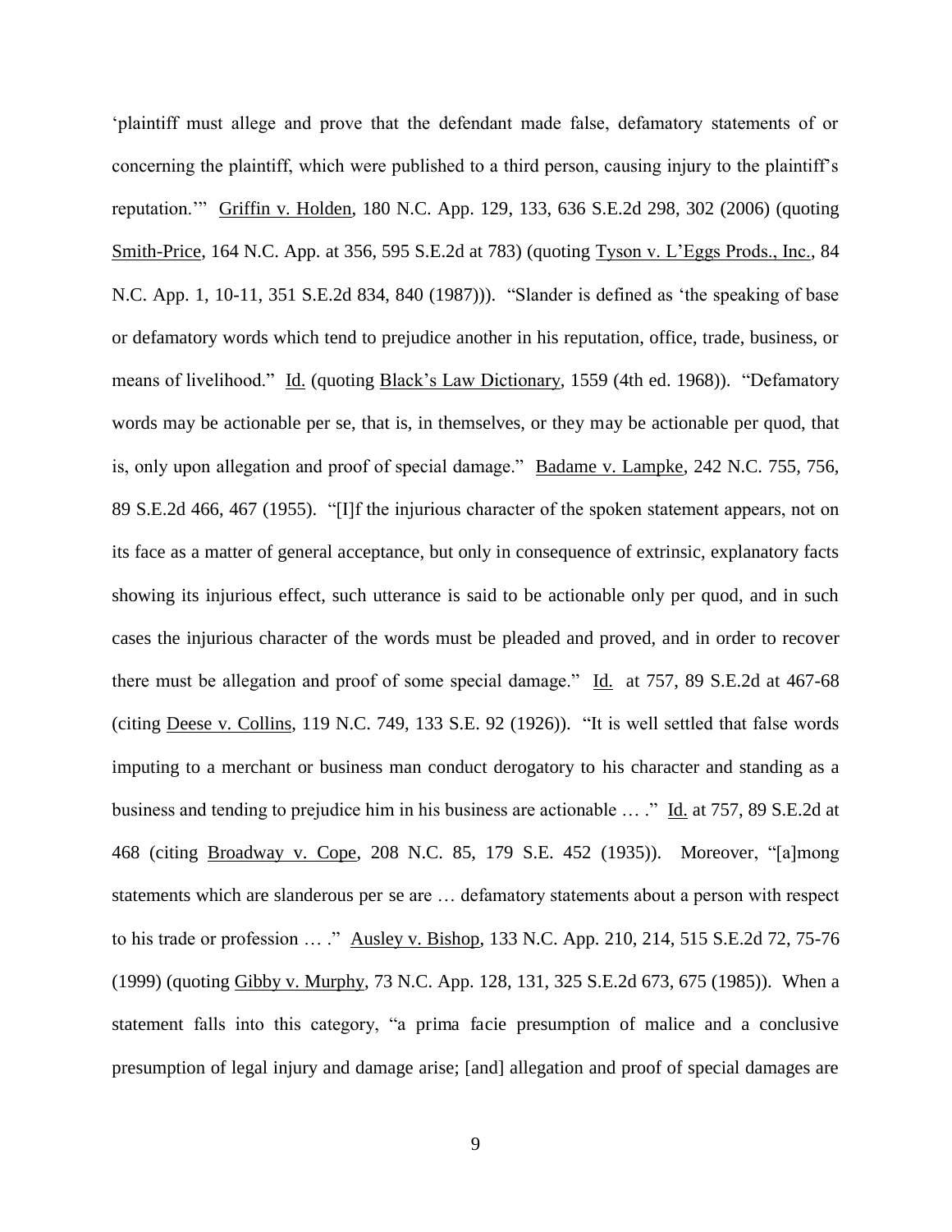'plaintiff must allege and prove that the defendant made false, defamatory statements of or concerning the plaintiff, which were published to a third person, causing injury to the plaintiff's reputation.'" Griffin v. Holden, 180 N.C. App. 129, 133, 636 S.E.2d 298, 302 (2006) (quoting Smith-Price, 164 N.C. App. at 356, 595 S.E.2d at 783) (quoting Tyson v. L'Eggs Prods., Inc., 84 N.C. App. 1, 10-11, 351 S.E.2d 834, 840 (1987))). "Slander is defined as 'the speaking of base or defamatory words which tend to prejudice another in his reputation, office, trade, business, or means of livelihood." Id. (quoting Black's Law Dictionary, 1559 (4th ed. 1968)). "Defamatory words may be actionable per se, that is, in themselves, or they may be actionable per quod, that is, only upon allegation and proof of special damage." Badame v. Lampke, 242 N.C. 755, 756, 89 S.E.2d 466, 467 (1955). "[I]f the injurious character of the spoken statement appears, not on its face as a matter of general acceptance, but only in consequence of extrinsic, explanatory facts showing its injurious effect, such utterance is said to be actionable only per quod, and in such cases the injurious character of the words must be pleaded and proved, and in order to recover there must be allegation and proof of some special damage." Id. at 757, 89 S.E.2d at 467-68 (citing Deese v. Collins, 119 N.C. 749, 133 S.E. 92 (1926)). "It is well settled that false words imputing to a merchant or business man conduct derogatory to his character and standing as a business and tending to prejudice him in his business are actionable … ." Id. at 757, 89 S.E.2d at 468 (citing Broadway v. Cope, 208 N.C. 85, 179 S.E. 452 (1935)). Moreover, "[a]mong statements which are slanderous per se are … defamatory statements about a person with respect to his trade or profession … ." Ausley v. Bishop, 133 N.C. App. 210, 214, 515 S.E.2d 72, 75-76 (1999) (quoting Gibby v. Murphy, 73 N.C. App. 128, 131, 325 S.E.2d 673, 675 (1985)). When a statement falls into this category, "a prima facie presumption of malice and a conclusive presumption of legal injury and damage arise; [and] allegation and proof of special damages are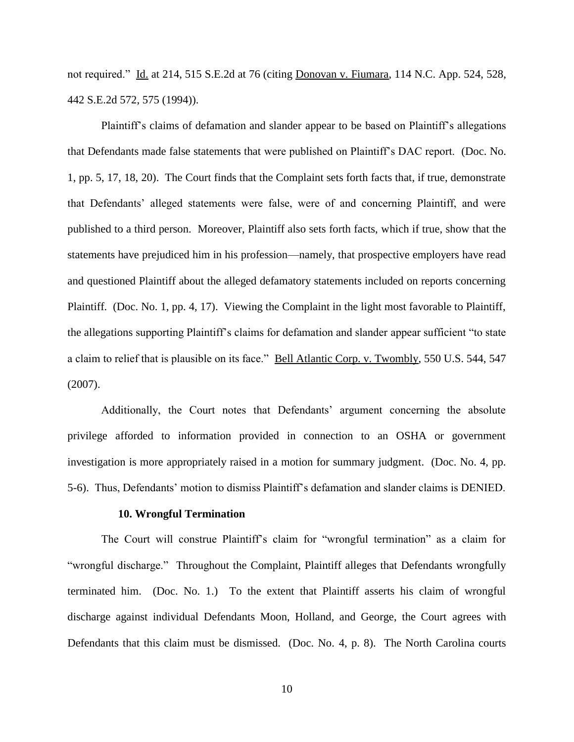not required." Id. at 214, 515 S.E.2d at 76 (citing Donovan v. Fiumara, 114 N.C. App. 524, 528, 442 S.E.2d 572, 575 (1994)).

Plaintiff's claims of defamation and slander appear to be based on Plaintiff's allegations that Defendants made false statements that were published on Plaintiff's DAC report. (Doc. No. 1, pp. 5, 17, 18, 20). The Court finds that the Complaint sets forth facts that, if true, demonstrate that Defendants' alleged statements were false, were of and concerning Plaintiff, and were published to a third person. Moreover, Plaintiff also sets forth facts, which if true, show that the statements have prejudiced him in his profession—namely, that prospective employers have read and questioned Plaintiff about the alleged defamatory statements included on reports concerning Plaintiff. (Doc. No. 1, pp. 4, 17). Viewing the Complaint in the light most favorable to Plaintiff, the allegations supporting Plaintiff's claims for defamation and slander appear sufficient "to state a claim to relief that is plausible on its face." Bell Atlantic Corp. v. Twombly, 550 U.S. 544, 547 (2007).

Additionally, the Court notes that Defendants' argument concerning the absolute privilege afforded to information provided in connection to an OSHA or government investigation is more appropriately raised in a motion for summary judgment. (Doc. No. 4, pp. 5-6). Thus, Defendants' motion to dismiss Plaintiff's defamation and slander claims is DENIED.

**10. Wrongful Termination**

The Court will construe Plaintiff's claim for "wrongful termination" as a claim for "wrongful discharge." Throughout the Complaint, Plaintiff alleges that Defendants wrongfully terminated him. (Doc. No. 1.) To the extent that Plaintiff asserts his claim of wrongful discharge against individual Defendants Moon, Holland, and George, the Court agrees with Defendants that this claim must be dismissed. (Doc. No. 4, p. 8). The North Carolina courts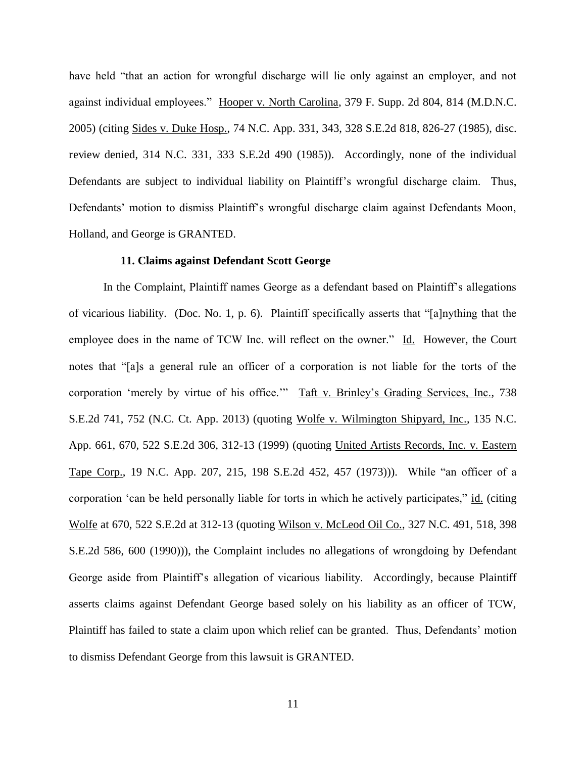have held "that an action for wrongful discharge will lie only against an employer, and not against individual employees." Hooper v. North Carolina, 379 F. Supp. 2d 804, 814 (M.D.N.C. 2005) (citing Sides v. Duke Hosp., 74 N.C. App. 331, 343, 328 S.E.2d 818, 826-27 (1985), disc. review denied, 314 N.C. 331, 333 S.E.2d 490 (1985)). Accordingly, none of the individual Defendants are subject to individual liability on Plaintiff's wrongful discharge claim. Thus, Defendants' motion to dismiss Plaintiff's wrongful discharge claim against Defendants Moon, Holland, and George is GRANTED.

**11. Claims against Defendant Scott George**

In the Complaint, Plaintiff names George as a defendant based on Plaintiff's allegations of vicarious liability. (Doc. No. 1, p. 6). Plaintiff specifically asserts that "[a]nything that the employee does in the name of TCW Inc. will reflect on the owner." Id. However, the Court notes that "[a]s a general rule an officer of a corporation is not liable for the torts of the corporation 'merely by virtue of his office.'" Taft v. Brinley's Grading Services, Inc., 738 S.E.2d 741, 752 (N.C. Ct. App. 2013) (quoting Wolfe v. Wilmington Shipyard, Inc., 135 N.C. App. 661, 670, 522 S.E.2d 306, 312-13 (1999) (quoting United Artists Records, Inc. v. Eastern Tape Corp., 19 N.C. App. 207, 215, 198 S.E.2d 452, 457 (1973))). While "an officer of a corporation 'can be held personally liable for torts in which he actively participates," id. (citing Wolfe at 670, 522 S.E.2d at 312-13 (quoting Wilson v. McLeod Oil Co., 327 N.C. 491, 518, 398 S.E.2d 586, 600 (1990))), the Complaint includes no allegations of wrongdoing by Defendant George aside from Plaintiff's allegation of vicarious liability. Accordingly, because Plaintiff asserts claims against Defendant George based solely on his liability as an officer of TCW, Plaintiff has failed to state a claim upon which relief can be granted. Thus, Defendants' motion to dismiss Defendant George from this lawsuit is GRANTED.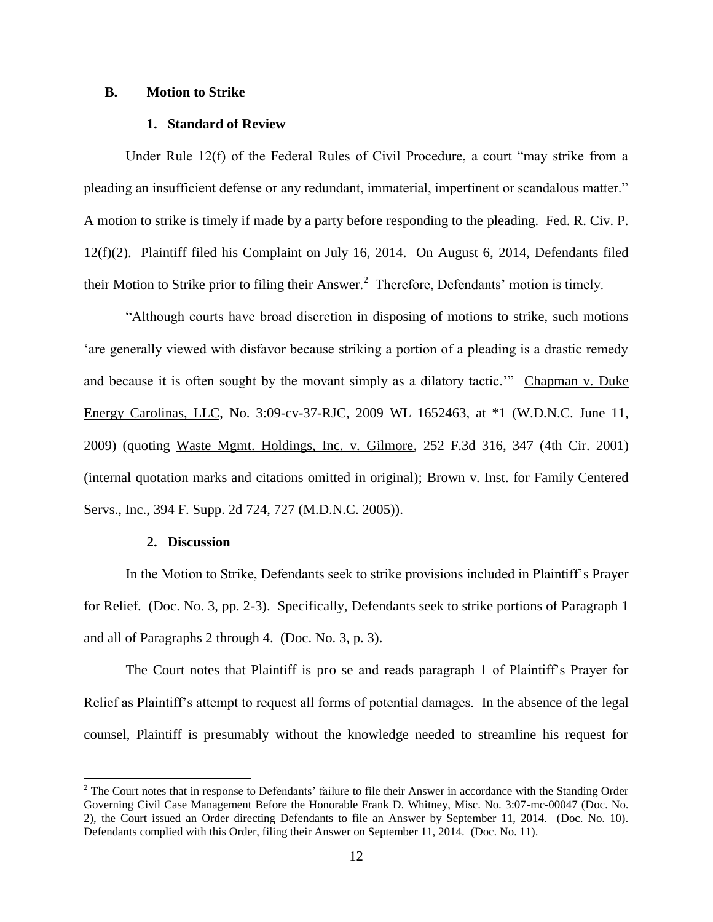### B. Motion to Strike

#### 1. Standard of Review

Under Rule 12(f) of the Federal Rules of Civil Procedure, a court "may strike from a pleading an insufficient defense or any redundant, immaterial, impertinent or scandalous matter." A motion to strike is timely if made by a party before responding to the pleading. Fed. R. Civ. P. 12(f)(2). Plaintiff filed his Complaint on July 16, 2014. On August 6, 2014, Defendants filed their Motion to Strike prior to filing their Answer.[2] Therefore, Defendants' motion is timely.

"Although courts have broad discretion in disposing of motions to strike, such motions 'are generally viewed with disfavor because striking a portion of a pleading is a drastic remedy and because it is often sought by the movant simply as a dilatory tactic.'" Chapman v. Duke Energy Carolinas, LLC, No. 3:09-cv-37-RJC, 2009 WL 1652463, at *1 (W.D.N.C. June 11, 2009) (quoting Waste Mgmt. Holdings, Inc. v. Gilmore, 252 F.3d 316, 347 (4th Cir. 2001) (internal quotation marks and citations omitted in original); Brown v. Inst. for Family Centered Servs., Inc., 394 F. Supp. 2d 724, 727 (M.D.N.C. 2005)).

#### 2. Discussion

In the Motion to Strike, Defendants seek to strike provisions included in Plaintiff's Prayer for Relief. (Doc. No. 3, pp. 2-3). Specifically, Defendants seek to strike portions of Paragraph 1 and all of Paragraphs 2 through 4. (Doc. No. 3, p. 3).

The Court notes that Plaintiff is pro se and reads paragraph 1 of Plaintiff's Prayer for Relief as Plaintiff's attempt to request all forms of potential damages. In the absence of the legal counsel, Plaintiff is presumably without the knowledge needed to streamline his request for

[2] The Court notes that in response to Defendants' failure to file their Answer in accordance with the Standing Order Governing Civil Case Management Before the Honorable Frank D. Whitney, Misc. No. 3:07-mc-00047 (Doc. No. 2), the Court issued an Order directing Defendants to file an Answer by September 11, 2014. (Doc. No. 10). Defendants complied with this Order, filing their Answer on September 11, 2014. (Doc. No. 11).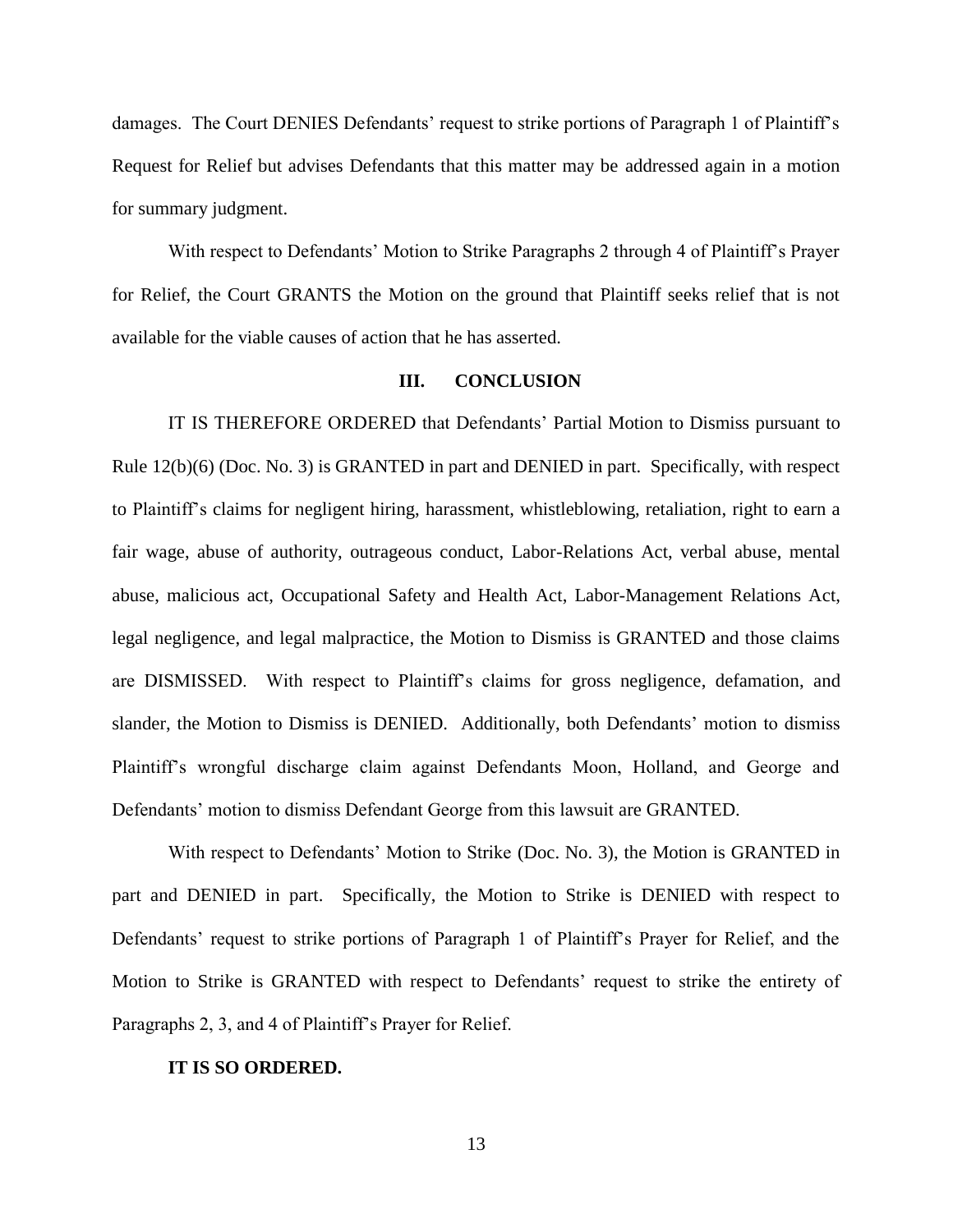damages. The Court DENIES Defendants' request to strike portions of Paragraph 1 of Plaintiff's Request for Relief but advises Defendants that this matter may be addressed again in a motion for summary judgment.

With respect to Defendants' Motion to Strike Paragraphs 2 through 4 of Plaintiff's Prayer for Relief, the Court GRANTS the Motion on the ground that Plaintiff seeks relief that is not available for the viable causes of action that he has asserted.

## III. CONCLUSION

IT IS THEREFORE ORDERED that Defendants' Partial Motion to Dismiss pursuant to Rule 12(b)(6) (Doc. No. 3) is GRANTED in part and DENIED in part. Specifically, with respect to Plaintiff's claims for negligent hiring, harassment, whistleblowing, retaliation, right to earn a fair wage, abuse of authority, outrageous conduct, Labor-Relations Act, verbal abuse, mental abuse, malicious act, Occupational Safety and Health Act, Labor-Management Relations Act, legal negligence, and legal malpractice, the Motion to Dismiss is GRANTED and those claims are DISMISSED. With respect to Plaintiff's claims for gross negligence, defamation, and slander, the Motion to Dismiss is DENIED. Additionally, both Defendants' motion to dismiss Plaintiff's wrongful discharge claim against Defendants Moon, Holland, and George and Defendants' motion to dismiss Defendant George from this lawsuit are GRANTED.

With respect to Defendants' Motion to Strike (Doc. No. 3), the Motion is GRANTED in part and DENIED in part. Specifically, the Motion to Strike is DENIED with respect to Defendants' request to strike portions of Paragraph 1 of Plaintiff's Prayer for Relief, and the Motion to Strike is GRANTED with respect to Defendants' request to strike the entirety of Paragraphs 2, 3, and 4 of Plaintiff's Prayer for Relief.

**IT IS SO ORDERED.**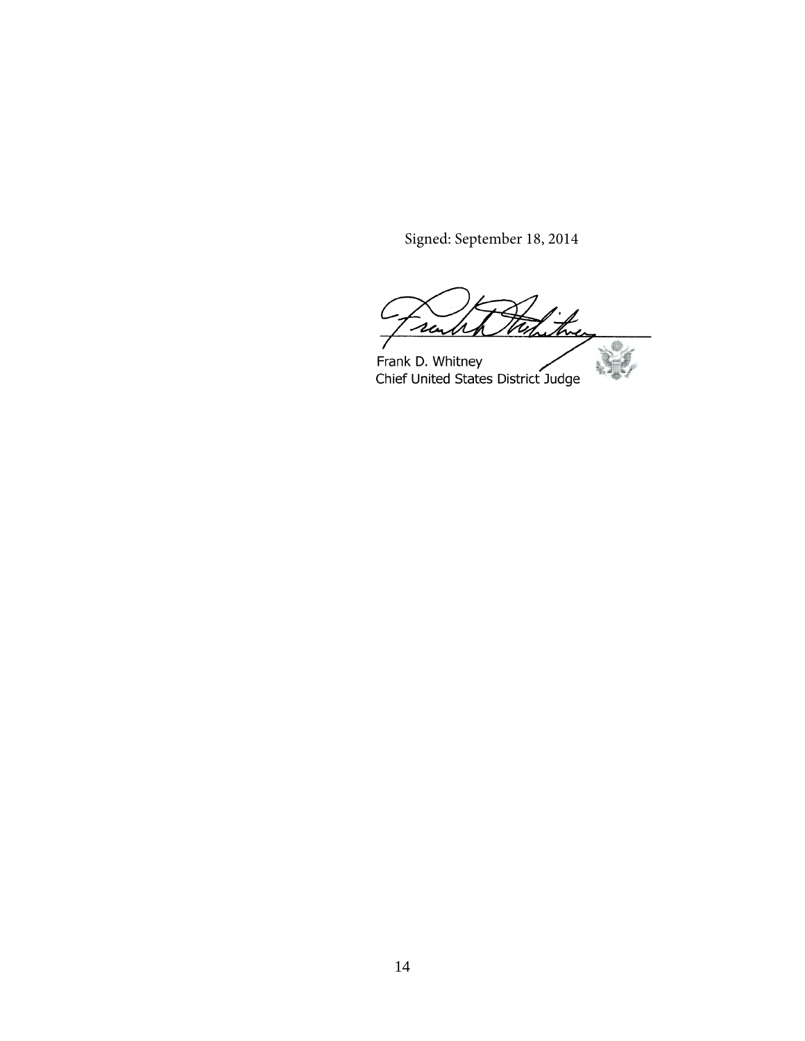Signed: September 18, 2014

Frank D. Whitney
Chief United States District Judge